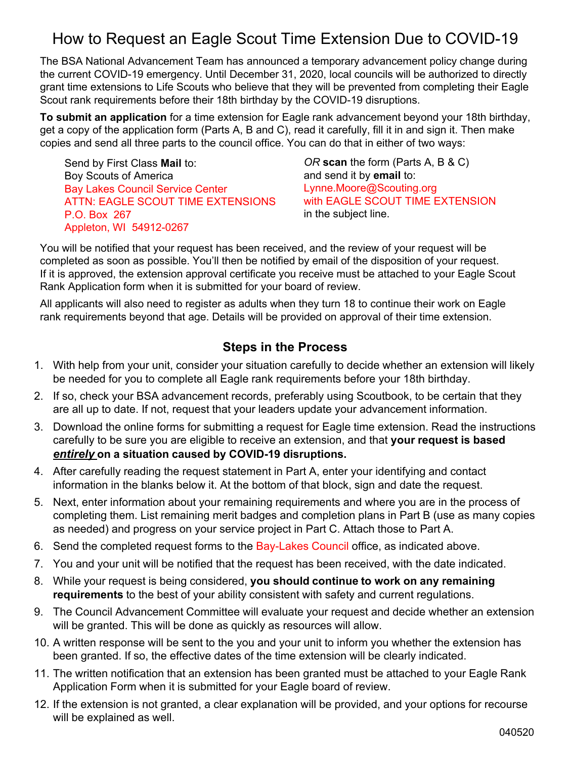# How to Request an Eagle Scout Time Extension Due to COVID-19

The BSA National Advancement Team has announced a temporary advancement policy change during the current COVID-19 emergency. Until December 31, 2020, local councils will be authorized to directly grant time extensions to Life Scouts who believe that they will be prevented from completing their Eagle Scout rank requirements before their 18th birthday by the COVID-19 disruptions.

**To submit an application** for a time extension for Eagle rank advancement beyond your 18th birthday, get a copy of the application form (Parts A, B and C), read it carefully, fill it in and sign it. Then make copies and send all three parts to the council office. You can do that in either of two ways:

Send by First Class **Mail** to:
Boy Scouts of America
Bay Lakes Council Service Center
ATTN: EAGLE SCOUT TIME EXTENSIONS
P.O. Box 267
Appleton, WI 54912-0267

*OR* **scan** the form (Parts A, B & C) and send it by **email** to:
Lynne.Moore@Scouting.org
with EAGLE SCOUT TIME EXTENSION in the subject line.

You will be notified that your request has been received, and the review of your request will be completed as soon as possible. You'll then be notified by email of the disposition of your request. If it is approved, the extension approval certificate you receive must be attached to your Eagle Scout Rank Application form when it is submitted for your board of review.

All applicants will also need to register as adults when they turn 18 to continue their work on Eagle rank requirements beyond that age. Details will be provided on approval of their time extension.

## Steps in the Process

1. With help from your unit, consider your situation carefully to decide whether an extension will likely be needed for you to complete all Eagle rank requirements before your 18th birthday.
2. If so, check your BSA advancement records, preferably using Scoutbook, to be certain that they are all up to date. If not, request that your leaders update your advancement information.
3. Download the online forms for submitting a request for Eagle time extension. Read the instructions carefully to be sure you are eligible to receive an extension, and that **your request is based *entirely* on a situation caused by COVID-19 disruptions.**
4. After carefully reading the request statement in Part A, enter your identifying and contact information in the blanks below it. At the bottom of that block, sign and date the request.
5. Next, enter information about your remaining requirements and where you are in the process of completing them. List remaining merit badges and completion plans in Part B (use as many copies as needed) and progress on your service project in Part C. Attach those to Part A.
6. Send the completed request forms to the Bay-Lakes Council office, as indicated above.
7. You and your unit will be notified that the request has been received, with the date indicated.
8. While your request is being considered, **you should continue to work on any remaining requirements** to the best of your ability consistent with safety and current regulations.
9. The Council Advancement Committee will evaluate your request and decide whether an extension will be granted. This will be done as quickly as resources will allow.
10. A written response will be sent to the you and your unit to inform you whether the extension has been granted. If so, the effective dates of the time extension will be clearly indicated.
11. The written notification that an extension has been granted must be attached to your Eagle Rank Application Form when it is submitted for your Eagle board of review.
12. If the extension is not granted, a clear explanation will be provided, and your options for recourse will be explained as well.

040520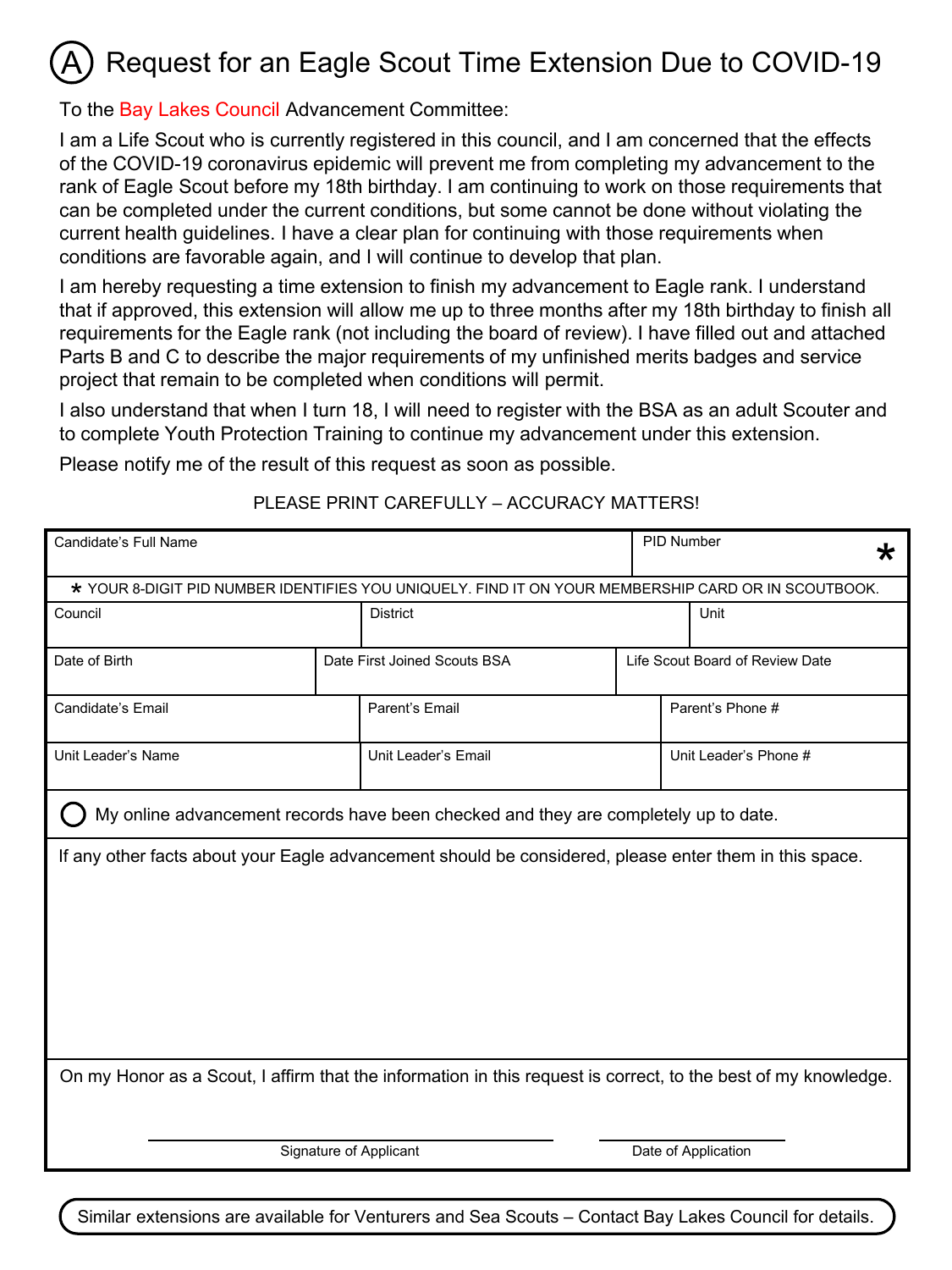# (A) Request for an Eagle Scout Time Extension Due to COVID-19

To the Bay Lakes Council Advancement Committee:

I am a Life Scout who is currently registered in this council, and I am concerned that the effects of the COVID-19 coronavirus epidemic will prevent me from completing my advancement to the rank of Eagle Scout before my 18th birthday. I am continuing to work on those requirements that can be completed under the current conditions, but some cannot be done without violating the current health guidelines. I have a clear plan for continuing with those requirements when conditions are favorable again, and I will continue to develop that plan.

I am hereby requesting a time extension to finish my advancement to Eagle rank. I understand that if approved, this extension will allow me up to three months after my 18th birthday to finish all requirements for the Eagle rank (not including the board of review). I have filled out and attached Parts B and C to describe the major requirements of my unfinished merits badges and service project that remain to be completed when conditions will permit.

I also understand that when I turn 18, I will need to register with the BSA as an adult Scouter and to complete Youth Protection Training to continue my advancement under this extension.

Please notify me of the result of this request as soon as possible.

PLEASE PRINT CAREFULLY – ACCURACY MATTERS!

| Candidate's Full Name | | PID Number * |
|---|---|---|
| * YOUR 8-DIGIT PID NUMBER IDENTIFIES YOU UNIQUELY. FIND IT ON YOUR MEMBERSHIP CARD OR IN SCOUTBOOK. | | |
| Council | District | Unit |
| Date of Birth | Date First Joined Scouts BSA | Life Scout Board of Review Date |
| Candidate's Email | Parent's Email | Parent's Phone # |
| Unit Leader's Name | Unit Leader's Email | Unit Leader's Phone # |

○ My online advancement records have been checked and they are completely up to date.

If any other facts about your Eagle advancement should be considered, please enter them in this space.

On my Honor as a Scout, I affirm that the information in this request is correct, to the best of my knowledge.

Signature of Applicant ______________________ Date of Application ____________

Similar extensions are available for Venturers and Sea Scouts – Contact Bay Lakes Council for details.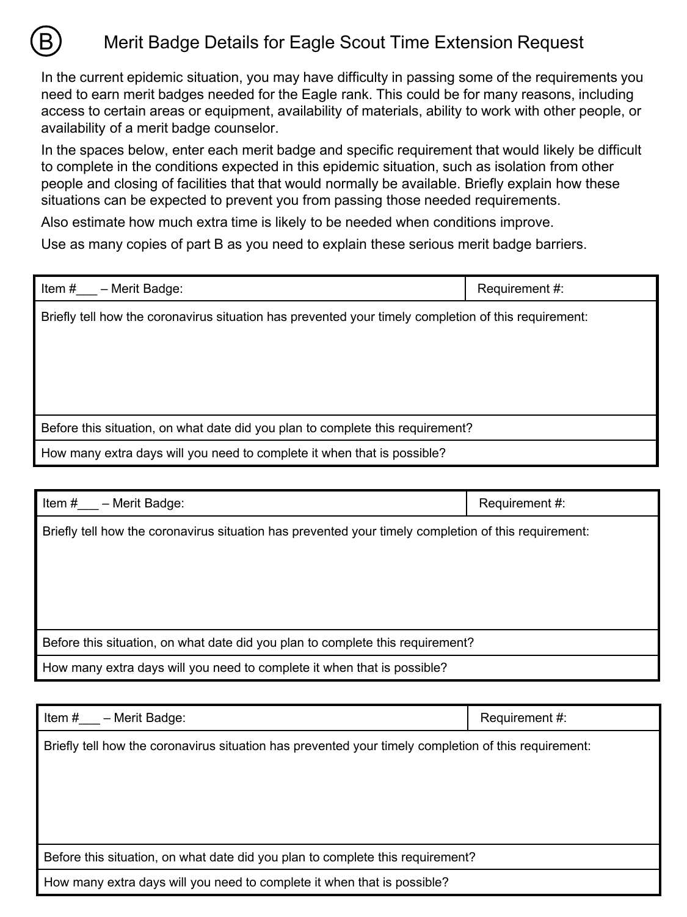# (B) Merit Badge Details for Eagle Scout Time Extension Request

In the current epidemic situation, you may have difficulty in passing some of the requirements you need to earn merit badges needed for the Eagle rank. This could be for many reasons, including access to certain areas or equipment, availability of materials, ability to work with other people, or availability of a merit badge counselor.

In the spaces below, enter each merit badge and specific requirement that would likely be difficult to complete in the conditions expected in this epidemic situation, such as isolation from other people and closing of facilities that that would normally be available. Briefly explain how these situations can be expected to prevent you from passing those needed requirements.

Also estimate how much extra time is likely to be needed when conditions improve.

Use as many copies of part B as you need to explain these serious merit badge barriers.

| Item #___ – Merit Badge: | Requirement #: |
|---|---|
| Briefly tell how the coronavirus situation has prevented your timely completion of this requirement: | |
| Before this situation, on what date did you plan to complete this requirement? | |
| How many extra days will you need to complete it when that is possible? | |

| Item #___ – Merit Badge: | Requirement #: |
|---|---|
| Briefly tell how the coronavirus situation has prevented your timely completion of this requirement: | |
| Before this situation, on what date did you plan to complete this requirement? | |
| How many extra days will you need to complete it when that is possible? | |

| Item #___ – Merit Badge: | Requirement #: |
|---|---|
| Briefly tell how the coronavirus situation has prevented your timely completion of this requirement: | |
| Before this situation, on what date did you plan to complete this requirement? | |
| How many extra days will you need to complete it when that is possible? | |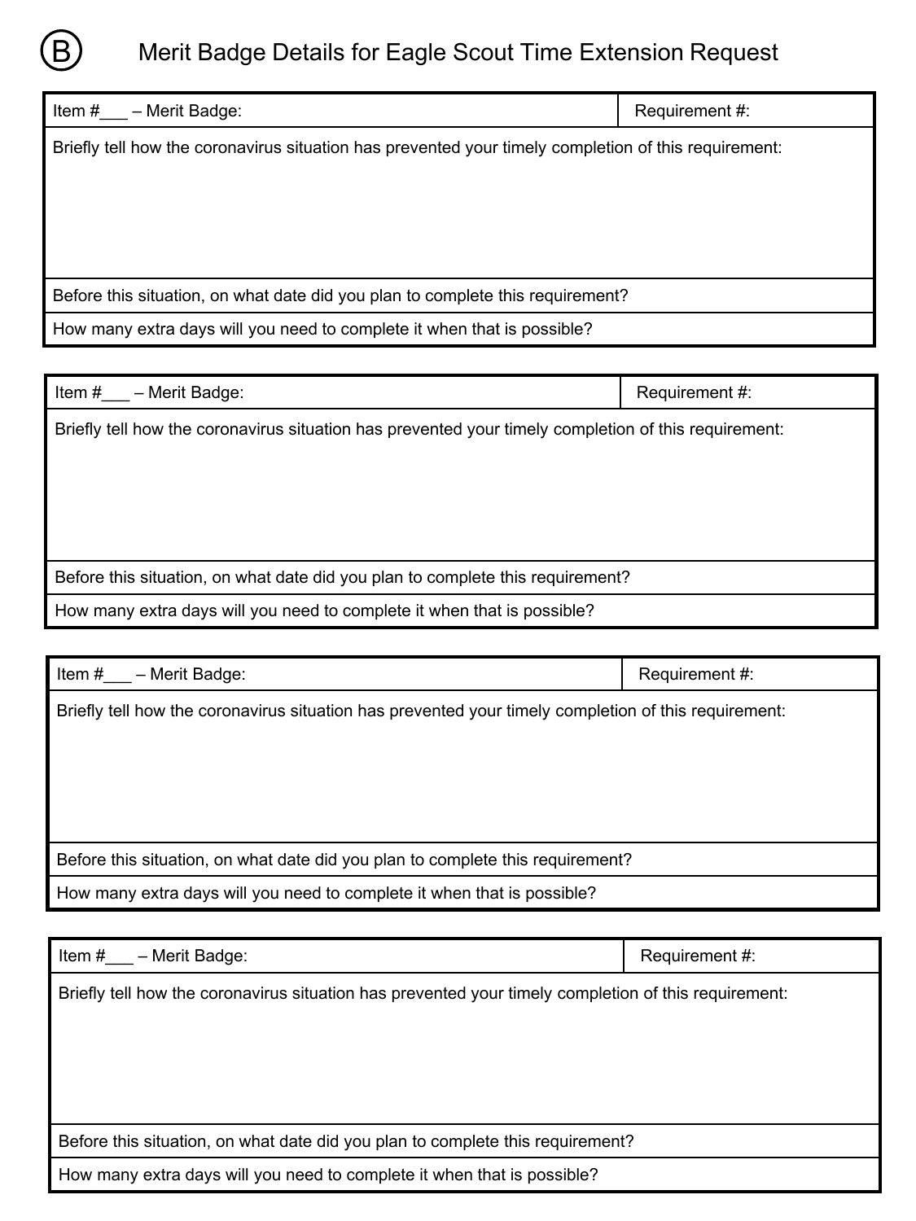# Ⓑ Merit Badge Details for Eagle Scout Time Extension Request

| Item #___ – Merit Badge: | Requirement #: |
|---|---|
| Briefly tell how the coronavirus situation has prevented your timely completion of this requirement: | |
| Before this situation, on what date did you plan to complete this requirement? | |
| How many extra days will you need to complete it when that is possible? | |

| Item #___ – Merit Badge: | Requirement #: |
|---|---|
| Briefly tell how the coronavirus situation has prevented your timely completion of this requirement: | |
| Before this situation, on what date did you plan to complete this requirement? | |
| How many extra days will you need to complete it when that is possible? | |

| Item #___ – Merit Badge: | Requirement #: |
|---|---|
| Briefly tell how the coronavirus situation has prevented your timely completion of this requirement: | |
| Before this situation, on what date did you plan to complete this requirement? | |
| How many extra days will you need to complete it when that is possible? | |

| Item #___ – Merit Badge: | Requirement #: |
|---|---|
| Briefly tell how the coronavirus situation has prevented your timely completion of this requirement: | |
| Before this situation, on what date did you plan to complete this requirement? | |
| How many extra days will you need to complete it when that is possible? | |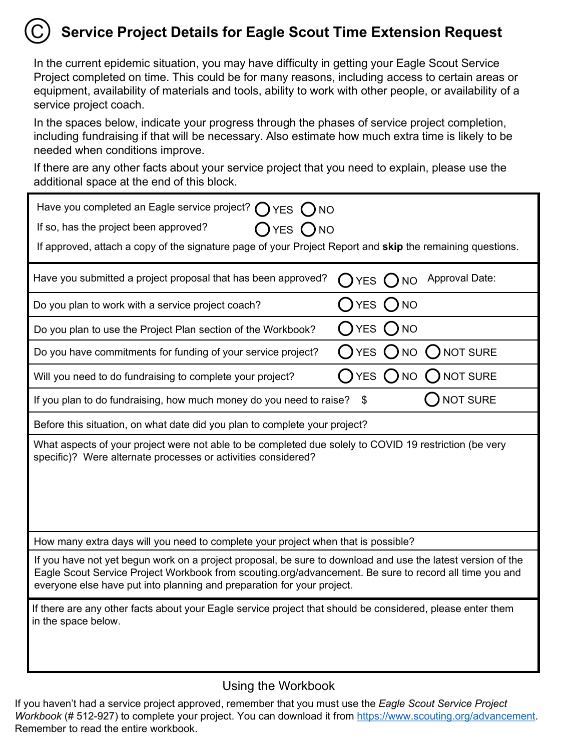# Ⓒ Service Project Details for Eagle Scout Time Extension Request

In the current epidemic situation, you may have difficulty in getting your Eagle Scout Service Project completed on time. This could be for many reasons, including access to certain areas or equipment, availability of materials and tools, ability to work with other people, or availability of a service project coach.

In the spaces below, indicate your progress through the phases of service project completion, including fundraising if that will be necessary. Also estimate how much extra time is likely to be needed when conditions improve.

If there are any other facts about your service project that you need to explain, please use the additional space at the end of this block.

Have you completed an Eagle service project? ◯ YES ◯ NO

If so, has the project been approved? ◯ YES ◯ NO

If approved, attach a copy of the signature page of your Project Report and **skip** the remaining questions.

| | |
|---|---|
| Have you submitted a project proposal that has been approved? | ◯ YES ◯ NO Approval Date: |
| Do you plan to work with a service project coach? | ◯ YES ◯ NO |
| Do you plan to use the Project Plan section of the Workbook? | ◯ YES ◯ NO |
| Do you have commitments for funding of your service project? | ◯ YES ◯ NO ◯ NOT SURE |
| Will you need to do fundraising to complete your project? | ◯ YES ◯ NO ◯ NOT SURE |
| If you plan to do fundraising, how much money do you need to raise? | $ ◯ NOT SURE |

Before this situation, on what date did you plan to complete your project?

What aspects of your project were not able to be completed due solely to COVID 19 restriction (be very specific)? Were alternate processes or activities considered?

How many extra days will you need to complete your project when that is possible?

If you have not yet begun work on a project proposal, be sure to download and use the latest version of the Eagle Scout Service Project Workbook from scouting.org/advancement. Be sure to record all time you and everyone else have put into planning and preparation for your project.

If there are any other facts about your Eagle service project that should be considered, please enter them in the space below.

## Using the Workbook

If you haven't had a service project approved, remember that you must use the *Eagle Scout Service Project Workbook* (# 512-927) to complete your project. You can download it from https://www.scouting.org/advancement. Remember to read the entire workbook.